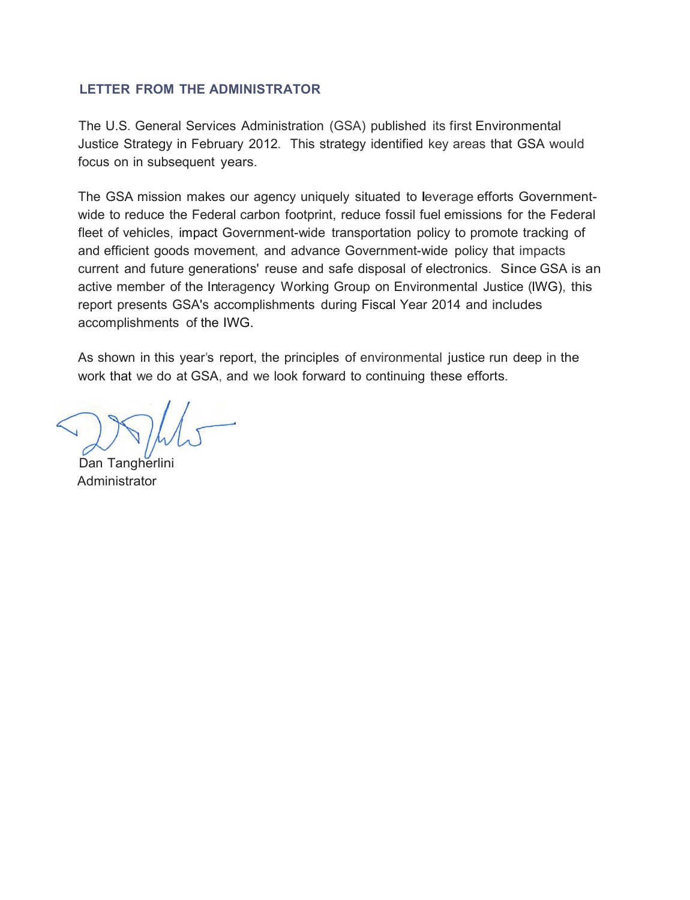## LETTER FROM THE ADMINISTRATOR

The U.S. General Services Administration (GSA) published its first Environmental Justice Strategy in February 2012. This strategy identified key areas that GSA would focus on in subsequent years.

The GSA mission makes our agency uniquely situated to leverage efforts Government-wide to reduce the Federal carbon footprint, reduce fossil fuel emissions for the Federal fleet of vehicles, impact Government-wide transportation policy to promote tracking of and efficient goods movement, and advance Government-wide policy that impacts current and future generations' reuse and safe disposal of electronics. Since GSA is an active member of the Interagency Working Group on Environmental Justice (IWG), this report presents GSA's accomplishments during Fiscal Year 2014 and includes accomplishments of the IWG.

As shown in this year's report, the principles of environmental justice run deep in the work that we do at GSA, and we look forward to continuing these efforts.

Dan Tangherlini
Administrator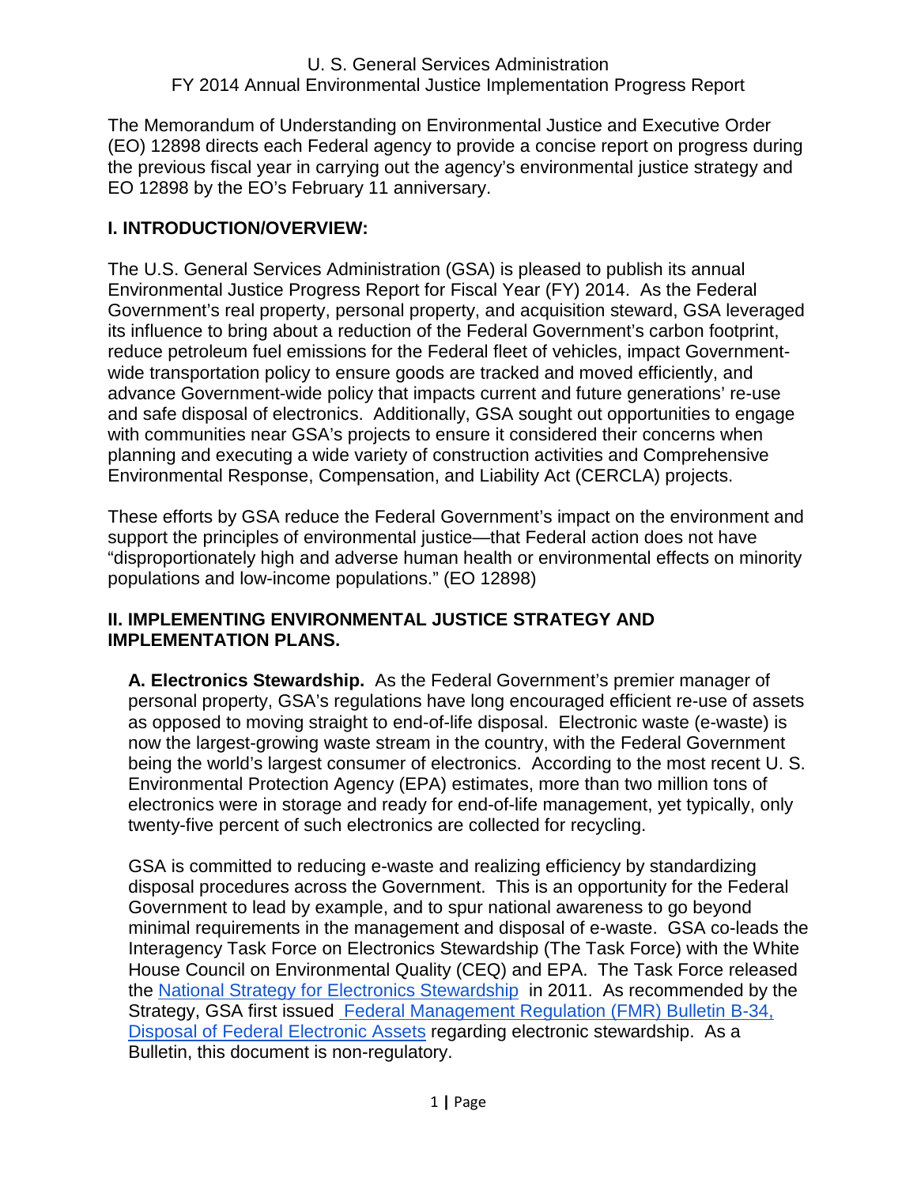U. S. General Services Administration
FY 2014 Annual Environmental Justice Implementation Progress Report

The Memorandum of Understanding on Environmental Justice and Executive Order (EO) 12898 directs each Federal agency to provide a concise report on progress during the previous fiscal year in carrying out the agency's environmental justice strategy and EO 12898 by the EO's February 11 anniversary.

## I. INTRODUCTION/OVERVIEW:

The U.S. General Services Administration (GSA) is pleased to publish its annual Environmental Justice Progress Report for Fiscal Year (FY) 2014. As the Federal Government's real property, personal property, and acquisition steward, GSA leveraged its influence to bring about a reduction of the Federal Government's carbon footprint, reduce petroleum fuel emissions for the Federal fleet of vehicles, impact Government-wide transportation policy to ensure goods are tracked and moved efficiently, and advance Government-wide policy that impacts current and future generations' re-use and safe disposal of electronics. Additionally, GSA sought out opportunities to engage with communities near GSA's projects to ensure it considered their concerns when planning and executing a wide variety of construction activities and Comprehensive Environmental Response, Compensation, and Liability Act (CERCLA) projects.

These efforts by GSA reduce the Federal Government's impact on the environment and support the principles of environmental justice—that Federal action does not have "disproportionately high and adverse human health or environmental effects on minority populations and low-income populations." (EO 12898)

## II. IMPLEMENTING ENVIRONMENTAL JUSTICE STRATEGY AND IMPLEMENTATION PLANS.

**A. Electronics Stewardship.** As the Federal Government's premier manager of personal property, GSA's regulations have long encouraged efficient re-use of assets as opposed to moving straight to end-of-life disposal. Electronic waste (e-waste) is now the largest-growing waste stream in the country, with the Federal Government being the world's largest consumer of electronics. According to the most recent U. S. Environmental Protection Agency (EPA) estimates, more than two million tons of electronics were in storage and ready for end-of-life management, yet typically, only twenty-five percent of such electronics are collected for recycling.

GSA is committed to reducing e-waste and realizing efficiency by standardizing disposal procedures across the Government. This is an opportunity for the Federal Government to lead by example, and to spur national awareness to go beyond minimal requirements in the management and disposal of e-waste. GSA co-leads the Interagency Task Force on Electronics Stewardship (The Task Force) with the White House Council on Environmental Quality (CEQ) and EPA. The Task Force released the National Strategy for Electronics Stewardship in 2011. As recommended by the Strategy, GSA first issued Federal Management Regulation (FMR) Bulletin B-34, Disposal of Federal Electronic Assets regarding electronic stewardship. As a Bulletin, this document is non-regulatory.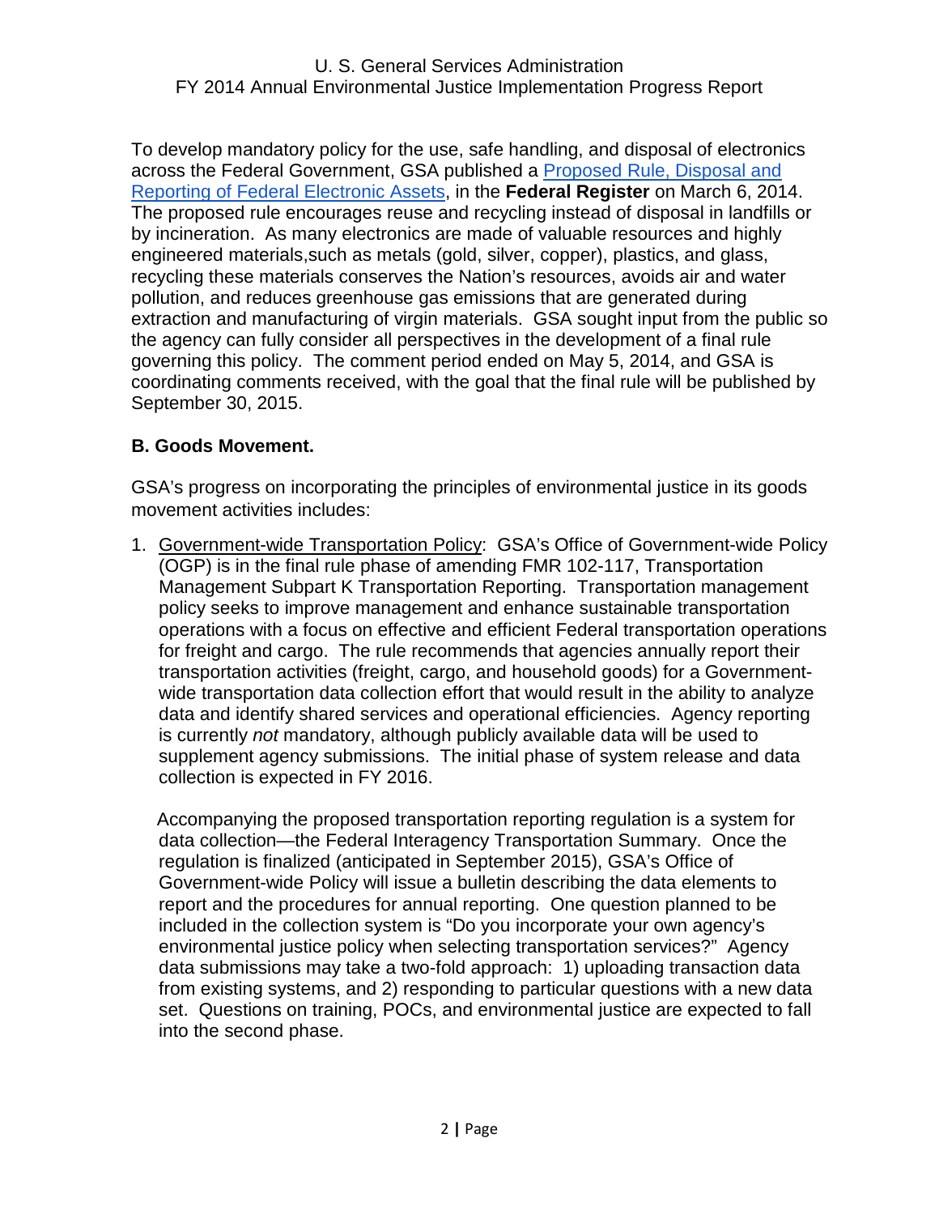To develop mandatory policy for the use, safe handling, and disposal of electronics across the Federal Government, GSA published a Proposed Rule, Disposal and Reporting of Federal Electronic Assets, in the **Federal Register** on March 6, 2014. The proposed rule encourages reuse and recycling instead of disposal in landfills or by incineration. As many electronics are made of valuable resources and highly engineered materials,such as metals (gold, silver, copper), plastics, and glass, recycling these materials conserves the Nation's resources, avoids air and water pollution, and reduces greenhouse gas emissions that are generated during extraction and manufacturing of virgin materials. GSA sought input from the public so the agency can fully consider all perspectives in the development of a final rule governing this policy. The comment period ended on May 5, 2014, and GSA is coordinating comments received, with the goal that the final rule will be published by September 30, 2015.

**B. Goods Movement.**

GSA's progress on incorporating the principles of environmental justice in its goods movement activities includes:

1. Government-wide Transportation Policy: GSA's Office of Government-wide Policy (OGP) is in the final rule phase of amending FMR 102-117, Transportation Management Subpart K Transportation Reporting. Transportation management policy seeks to improve management and enhance sustainable transportation operations with a focus on effective and efficient Federal transportation operations for freight and cargo. The rule recommends that agencies annually report their transportation activities (freight, cargo, and household goods) for a Government-wide transportation data collection effort that would result in the ability to analyze data and identify shared services and operational efficiencies. Agency reporting is currently *not* mandatory, although publicly available data will be used to supplement agency submissions. The initial phase of system release and data collection is expected in FY 2016.

   Accompanying the proposed transportation reporting regulation is a system for data collection—the Federal Interagency Transportation Summary. Once the regulation is finalized (anticipated in September 2015), GSA's Office of Government-wide Policy will issue a bulletin describing the data elements to report and the procedures for annual reporting. One question planned to be included in the collection system is "Do you incorporate your own agency's environmental justice policy when selecting transportation services?" Agency data submissions may take a two-fold approach: 1) uploading transaction data from existing systems, and 2) responding to particular questions with a new data set. Questions on training, POCs, and environmental justice are expected to fall into the second phase.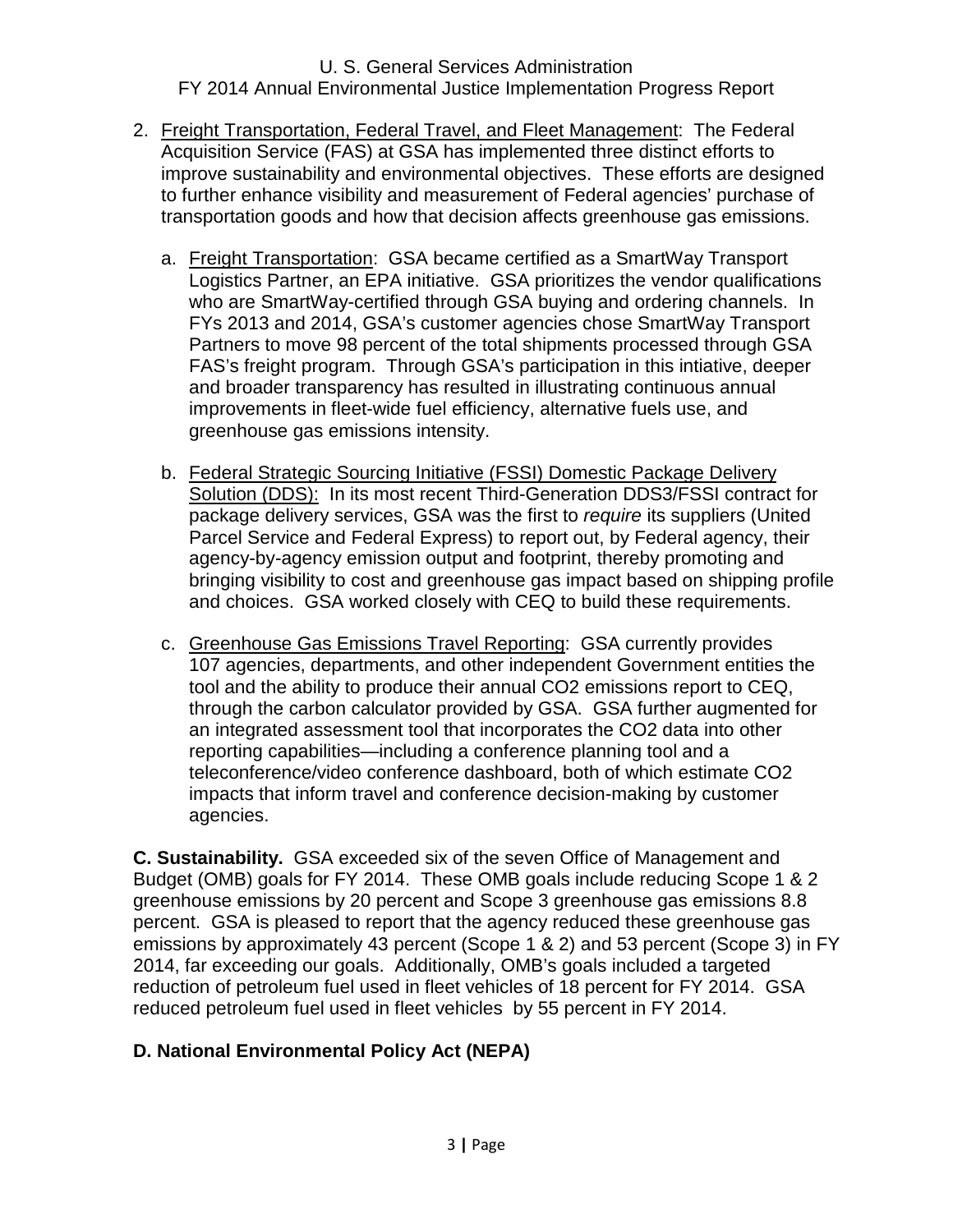2. Freight Transportation, Federal Travel, and Fleet Management: The Federal Acquisition Service (FAS) at GSA has implemented three distinct efforts to improve sustainability and environmental objectives. These efforts are designed to further enhance visibility and measurement of Federal agencies' purchase of transportation goods and how that decision affects greenhouse gas emissions.

   a. Freight Transportation: GSA became certified as a SmartWay Transport Logistics Partner, an EPA initiative. GSA prioritizes the vendor qualifications who are SmartWay-certified through GSA buying and ordering channels. In FYs 2013 and 2014, GSA's customer agencies chose SmartWay Transport Partners to move 98 percent of the total shipments processed through GSA FAS's freight program. Through GSA's participation in this intiative, deeper and broader transparency has resulted in illustrating continuous annual improvements in fleet-wide fuel efficiency, alternative fuels use, and greenhouse gas emissions intensity.

   b. Federal Strategic Sourcing Initiative (FSSI) Domestic Package Delivery Solution (DDS): In its most recent Third-Generation DDS3/FSSI contract for package delivery services, GSA was the first to *require* its suppliers (United Parcel Service and Federal Express) to report out, by Federal agency, their agency-by-agency emission output and footprint, thereby promoting and bringing visibility to cost and greenhouse gas impact based on shipping profile and choices. GSA worked closely with CEQ to build these requirements.

   c. Greenhouse Gas Emissions Travel Reporting: GSA currently provides 107 agencies, departments, and other independent Government entities the tool and the ability to produce their annual $CO_2$ emissions report to CEQ, through the carbon calculator provided by GSA. GSA further augmented for an integrated assessment tool that incorporates the $CO_2$ data into other reporting capabilities—including a conference planning tool and a teleconference/video conference dashboard, both of which estimate $CO_2$ impacts that inform travel and conference decision-making by customer agencies.

**C. Sustainability.** GSA exceeded six of the seven Office of Management and Budget (OMB) goals for FY 2014. These OMB goals include reducing Scope 1 & 2 greenhouse emissions by 20 percent and Scope 3 greenhouse gas emissions 8.8 percent. GSA is pleased to report that the agency reduced these greenhouse gas emissions by approximately 43 percent (Scope 1 & 2) and 53 percent (Scope 3) in FY 2014, far exceeding our goals. Additionally, OMB's goals included a targeted reduction of petroleum fuel used in fleet vehicles of 18 percent for FY 2014. GSA reduced petroleum fuel used in fleet vehicles by 55 percent in FY 2014.

### D. National Environmental Policy Act (NEPA)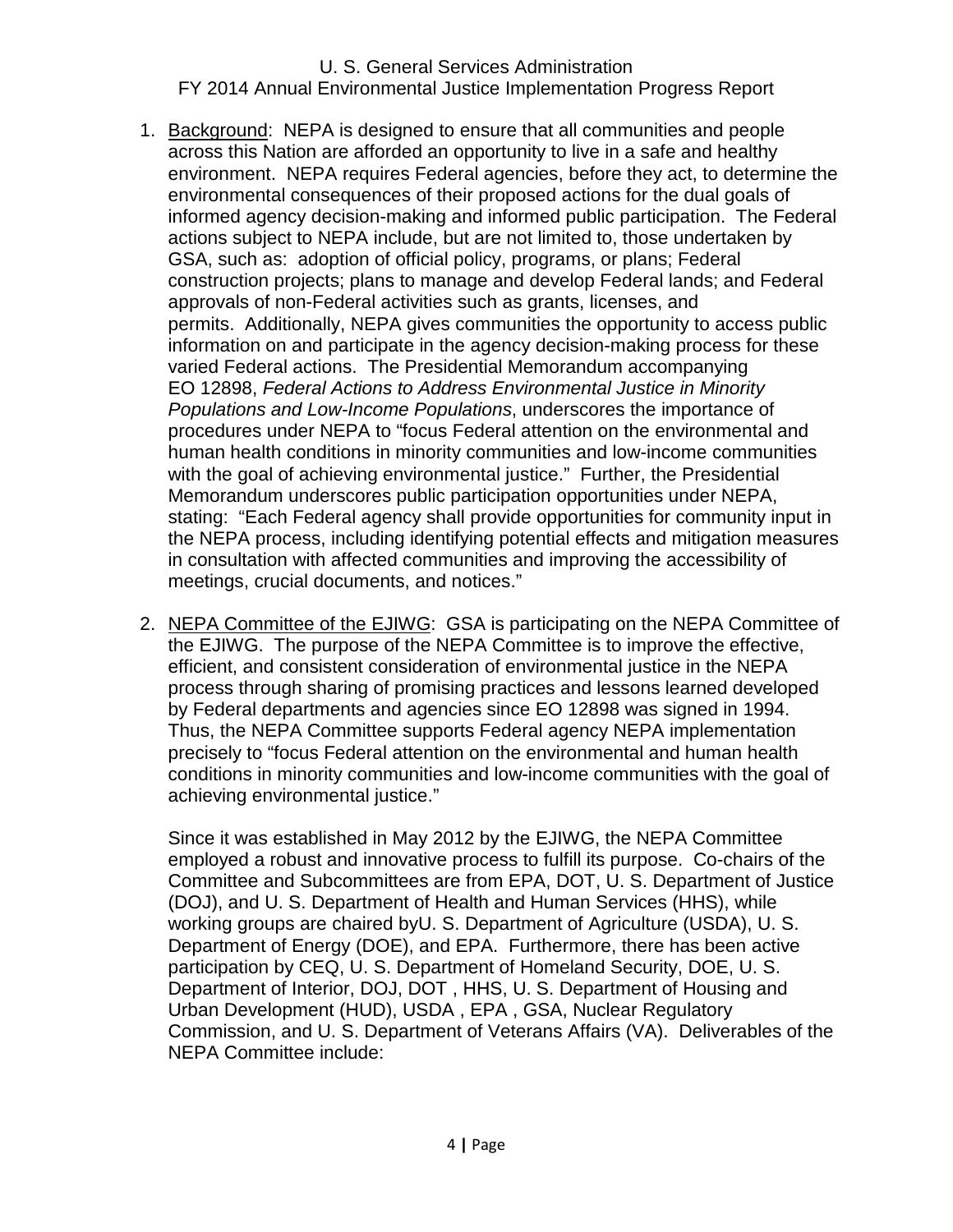1. Background: NEPA is designed to ensure that all communities and people across this Nation are afforded an opportunity to live in a safe and healthy environment. NEPA requires Federal agencies, before they act, to determine the environmental consequences of their proposed actions for the dual goals of informed agency decision-making and informed public participation. The Federal actions subject to NEPA include, but are not limited to, those undertaken by GSA, such as: adoption of official policy, programs, or plans; Federal construction projects; plans to manage and develop Federal lands; and Federal approvals of non-Federal activities such as grants, licenses, and permits. Additionally, NEPA gives communities the opportunity to access public information on and participate in the agency decision-making process for these varied Federal actions. The Presidential Memorandum accompanying EO 12898, *Federal Actions to Address Environmental Justice in Minority Populations and Low-Income Populations*, underscores the importance of procedures under NEPA to "focus Federal attention on the environmental and human health conditions in minority communities and low-income communities with the goal of achieving environmental justice." Further, the Presidential Memorandum underscores public participation opportunities under NEPA, stating: "Each Federal agency shall provide opportunities for community input in the NEPA process, including identifying potential effects and mitigation measures in consultation with affected communities and improving the accessibility of meetings, crucial documents, and notices."

2. NEPA Committee of the EJIWG: GSA is participating on the NEPA Committee of the EJIWG. The purpose of the NEPA Committee is to improve the effective, efficient, and consistent consideration of environmental justice in the NEPA process through sharing of promising practices and lessons learned developed by Federal departments and agencies since EO 12898 was signed in 1994. Thus, the NEPA Committee supports Federal agency NEPA implementation precisely to "focus Federal attention on the environmental and human health conditions in minority communities and low-income communities with the goal of achieving environmental justice."

   Since it was established in May 2012 by the EJIWG, the NEPA Committee employed a robust and innovative process to fulfill its purpose. Co-chairs of the Committee and Subcommittees are from EPA, DOT, U. S. Department of Justice (DOJ), and U. S. Department of Health and Human Services (HHS), while working groups are chaired byU. S. Department of Agriculture (USDA), U. S. Department of Energy (DOE), and EPA. Furthermore, there has been active participation by CEQ, U. S. Department of Homeland Security, DOE, U. S. Department of Interior, DOJ, DOT , HHS, U. S. Department of Housing and Urban Development (HUD), USDA , EPA , GSA, Nuclear Regulatory Commission, and U. S. Department of Veterans Affairs (VA). Deliverables of the NEPA Committee include: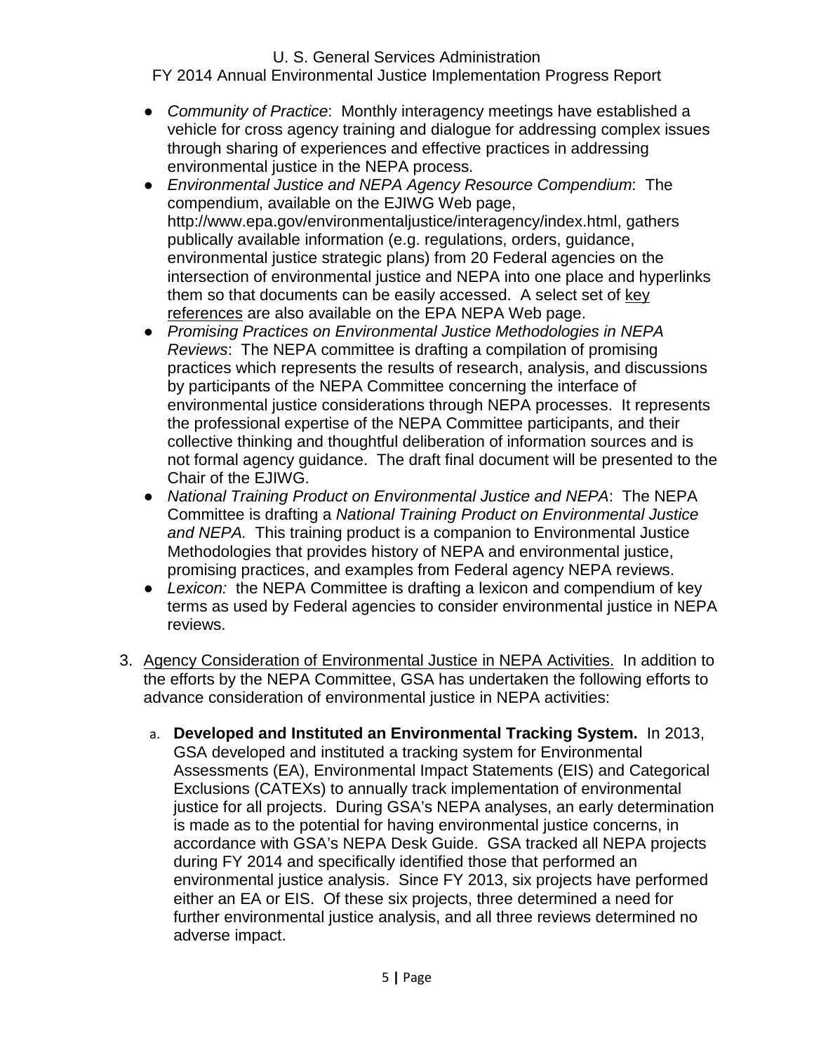- *Community of Practice*: Monthly interagency meetings have established a vehicle for cross agency training and dialogue for addressing complex issues through sharing of experiences and effective practices in addressing environmental justice in the NEPA process.
- *Environmental Justice and NEPA Agency Resource Compendium*: The compendium, available on the EJIWG Web page, http://www.epa.gov/environmentaljustice/interagency/index.html, gathers publically available information (e.g. regulations, orders, guidance, environmental justice strategic plans) from 20 Federal agencies on the intersection of environmental justice and NEPA into one place and hyperlinks them so that documents can be easily accessed. A select set of key references are also available on the EPA NEPA Web page.
- *Promising Practices on Environmental Justice Methodologies in NEPA Reviews*: The NEPA committee is drafting a compilation of promising practices which represents the results of research, analysis, and discussions by participants of the NEPA Committee concerning the interface of environmental justice considerations through NEPA processes. It represents the professional expertise of the NEPA Committee participants, and their collective thinking and thoughtful deliberation of information sources and is not formal agency guidance. The draft final document will be presented to the Chair of the EJIWG.
- *National Training Product on Environmental Justice and NEPA*: The NEPA Committee is drafting a *National Training Product on Environmental Justice and NEPA.* This training product is a companion to Environmental Justice Methodologies that provides history of NEPA and environmental justice, promising practices, and examples from Federal agency NEPA reviews.
- *Lexicon:* the NEPA Committee is drafting a lexicon and compendium of key terms as used by Federal agencies to consider environmental justice in NEPA reviews.

3. Agency Consideration of Environmental Justice in NEPA Activities. In addition to the efforts by the NEPA Committee, GSA has undertaken the following efforts to advance consideration of environmental justice in NEPA activities:

   a. **Developed and Instituted an Environmental Tracking System.** In 2013, GSA developed and instituted a tracking system for Environmental Assessments (EA), Environmental Impact Statements (EIS) and Categorical Exclusions (CATEXs) to annually track implementation of environmental justice for all projects. During GSA's NEPA analyses, an early determination is made as to the potential for having environmental justice concerns, in accordance with GSA's NEPA Desk Guide. GSA tracked all NEPA projects during FY 2014 and specifically identified those that performed an environmental justice analysis. Since FY 2013, six projects have performed either an EA or EIS. Of these six projects, three determined a need for further environmental justice analysis, and all three reviews determined no adverse impact.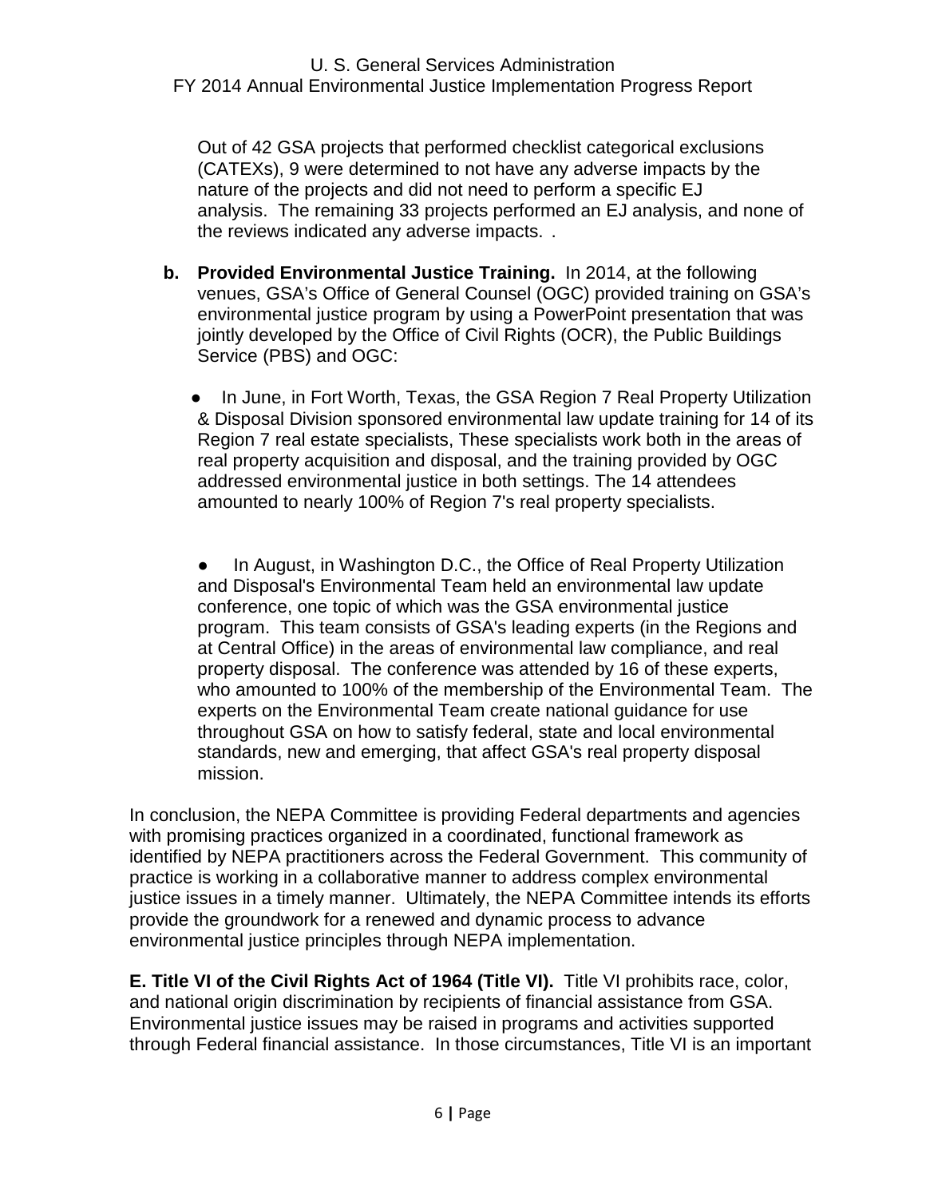Out of 42 GSA projects that performed checklist categorical exclusions (CATEXs), 9 were determined to not have any adverse impacts by the nature of the projects and did not need to perform a specific EJ analysis. The remaining 33 projects performed an EJ analysis, and none of the reviews indicated any adverse impacts. .

**b. Provided Environmental Justice Training.** In 2014, at the following venues, GSA's Office of General Counsel (OGC) provided training on GSA's environmental justice program by using a PowerPoint presentation that was jointly developed by the Office of Civil Rights (OCR), the Public Buildings Service (PBS) and OGC:

- In June, in Fort Worth, Texas, the GSA Region 7 Real Property Utilization & Disposal Division sponsored environmental law update training for 14 of its Region 7 real estate specialists, These specialists work both in the areas of real property acquisition and disposal, and the training provided by OGC addressed environmental justice in both settings. The 14 attendees amounted to nearly 100% of Region 7's real property specialists.

- In August, in Washington D.C., the Office of Real Property Utilization and Disposal's Environmental Team held an environmental law update conference, one topic of which was the GSA environmental justice program. This team consists of GSA's leading experts (in the Regions and at Central Office) in the areas of environmental law compliance, and real property disposal. The conference was attended by 16 of these experts, who amounted to 100% of the membership of the Environmental Team. The experts on the Environmental Team create national guidance for use throughout GSA on how to satisfy federal, state and local environmental standards, new and emerging, that affect GSA's real property disposal mission.

In conclusion, the NEPA Committee is providing Federal departments and agencies with promising practices organized in a coordinated, functional framework as identified by NEPA practitioners across the Federal Government. This community of practice is working in a collaborative manner to address complex environmental justice issues in a timely manner. Ultimately, the NEPA Committee intends its efforts provide the groundwork for a renewed and dynamic process to advance environmental justice principles through NEPA implementation.

**E. Title VI of the Civil Rights Act of 1964 (Title VI).** Title VI prohibits race, color, and national origin discrimination by recipients of financial assistance from GSA. Environmental justice issues may be raised in programs and activities supported through Federal financial assistance. In those circumstances, Title VI is an important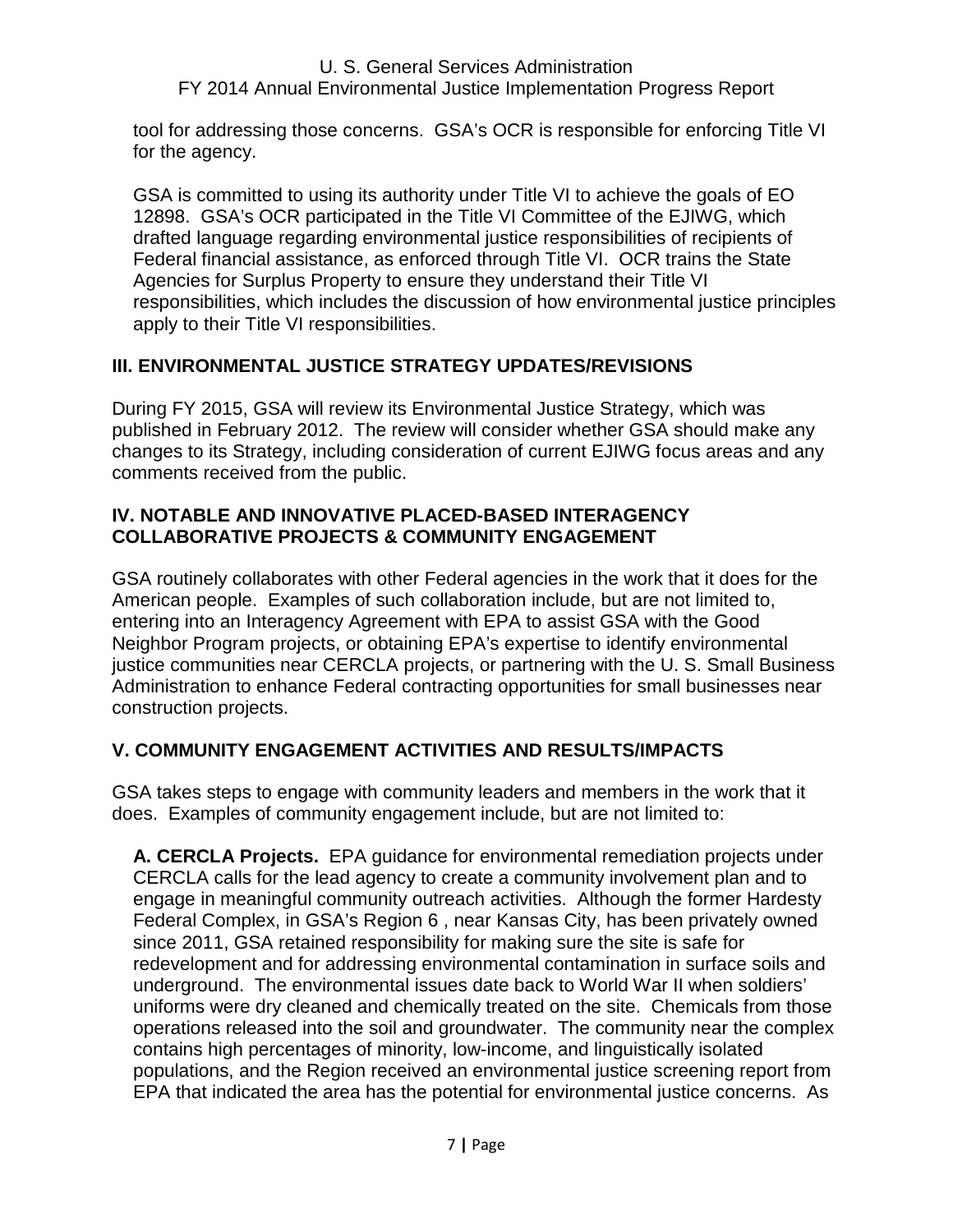tool for addressing those concerns. GSA's OCR is responsible for enforcing Title VI for the agency.

GSA is committed to using its authority under Title VI to achieve the goals of EO 12898. GSA's OCR participated in the Title VI Committee of the EJIWG, which drafted language regarding environmental justice responsibilities of recipients of Federal financial assistance, as enforced through Title VI. OCR trains the State Agencies for Surplus Property to ensure they understand their Title VI responsibilities, which includes the discussion of how environmental justice principles apply to their Title VI responsibilities.

## III. ENVIRONMENTAL JUSTICE STRATEGY UPDATES/REVISIONS

During FY 2015, GSA will review its Environmental Justice Strategy, which was published in February 2012. The review will consider whether GSA should make any changes to its Strategy, including consideration of current EJIWG focus areas and any comments received from the public.

## IV. NOTABLE AND INNOVATIVE PLACED-BASED INTERAGENCY COLLABORATIVE PROJECTS & COMMUNITY ENGAGEMENT

GSA routinely collaborates with other Federal agencies in the work that it does for the American people. Examples of such collaboration include, but are not limited to, entering into an Interagency Agreement with EPA to assist GSA with the Good Neighbor Program projects, or obtaining EPA's expertise to identify environmental justice communities near CERCLA projects, or partnering with the U. S. Small Business Administration to enhance Federal contracting opportunities for small businesses near construction projects.

## V. COMMUNITY ENGAGEMENT ACTIVITIES AND RESULTS/IMPACTS

GSA takes steps to engage with community leaders and members in the work that it does. Examples of community engagement include, but are not limited to:

**A. CERCLA Projects.** EPA guidance for environmental remediation projects under CERCLA calls for the lead agency to create a community involvement plan and to engage in meaningful community outreach activities. Although the former Hardesty Federal Complex, in GSA's Region 6 , near Kansas City, has been privately owned since 2011, GSA retained responsibility for making sure the site is safe for redevelopment and for addressing environmental contamination in surface soils and underground. The environmental issues date back to World War II when soldiers' uniforms were dry cleaned and chemically treated on the site. Chemicals from those operations released into the soil and groundwater. The community near the complex contains high percentages of minority, low-income, and linguistically isolated populations, and the Region received an environmental justice screening report from EPA that indicated the area has the potential for environmental justice concerns. As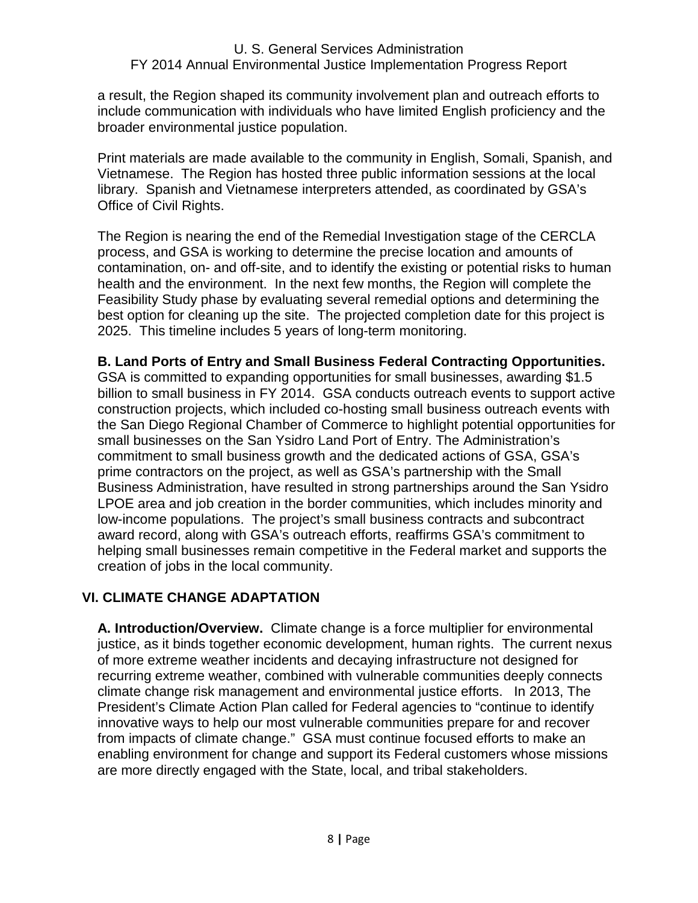a result, the Region shaped its community involvement plan and outreach efforts to include communication with individuals who have limited English proficiency and the broader environmental justice population.

Print materials are made available to the community in English, Somali, Spanish, and Vietnamese. The Region has hosted three public information sessions at the local library. Spanish and Vietnamese interpreters attended, as coordinated by GSA's Office of Civil Rights.

The Region is nearing the end of the Remedial Investigation stage of the CERCLA process, and GSA is working to determine the precise location and amounts of contamination, on- and off-site, and to identify the existing or potential risks to human health and the environment. In the next few months, the Region will complete the Feasibility Study phase by evaluating several remedial options and determining the best option for cleaning up the site. The projected completion date for this project is 2025. This timeline includes 5 years of long-term monitoring.

**B. Land Ports of Entry and Small Business Federal Contracting Opportunities.** GSA is committed to expanding opportunities for small businesses, awarding $1.5 billion to small business in FY 2014. GSA conducts outreach events to support active construction projects, which included co-hosting small business outreach events with the San Diego Regional Chamber of Commerce to highlight potential opportunities for small businesses on the San Ysidro Land Port of Entry. The Administration's commitment to small business growth and the dedicated actions of GSA, GSA's prime contractors on the project, as well as GSA's partnership with the Small Business Administration, have resulted in strong partnerships around the San Ysidro LPOE area and job creation in the border communities, which includes minority and low-income populations. The project's small business contracts and subcontract award record, along with GSA's outreach efforts, reaffirms GSA's commitment to helping small businesses remain competitive in the Federal market and supports the creation of jobs in the local community.

## VI. CLIMATE CHANGE ADAPTATION

**A. Introduction/Overview.** Climate change is a force multiplier for environmental justice, as it binds together economic development, human rights. The current nexus of more extreme weather incidents and decaying infrastructure not designed for recurring extreme weather, combined with vulnerable communities deeply connects climate change risk management and environmental justice efforts. In 2013, The President's Climate Action Plan called for Federal agencies to "continue to identify innovative ways to help our most vulnerable communities prepare for and recover from impacts of climate change." GSA must continue focused efforts to make an enabling environment for change and support its Federal customers whose missions are more directly engaged with the State, local, and tribal stakeholders.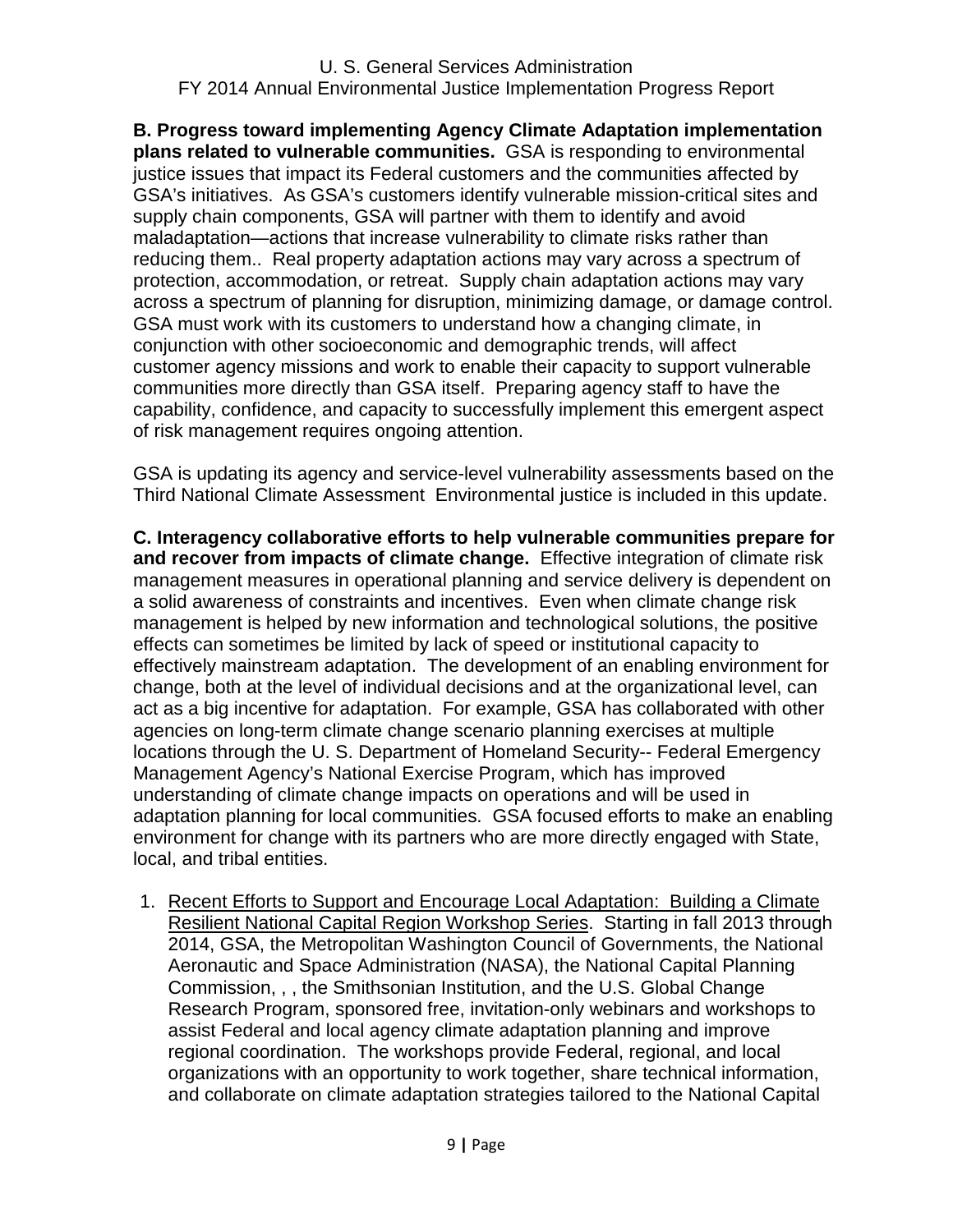**B. Progress toward implementing Agency Climate Adaptation implementation plans related to vulnerable communities.** GSA is responding to environmental justice issues that impact its Federal customers and the communities affected by GSA's initiatives. As GSA's customers identify vulnerable mission-critical sites and supply chain components, GSA will partner with them to identify and avoid maladaptation—actions that increase vulnerability to climate risks rather than reducing them.. Real property adaptation actions may vary across a spectrum of protection, accommodation, or retreat. Supply chain adaptation actions may vary across a spectrum of planning for disruption, minimizing damage, or damage control. GSA must work with its customers to understand how a changing climate, in conjunction with other socioeconomic and demographic trends, will affect customer agency missions and work to enable their capacity to support vulnerable communities more directly than GSA itself. Preparing agency staff to have the capability, confidence, and capacity to successfully implement this emergent aspect of risk management requires ongoing attention.

GSA is updating its agency and service-level vulnerability assessments based on the Third National Climate Assessment Environmental justice is included in this update.

**C. Interagency collaborative efforts to help vulnerable communities prepare for and recover from impacts of climate change.** Effective integration of climate risk management measures in operational planning and service delivery is dependent on a solid awareness of constraints and incentives. Even when climate change risk management is helped by new information and technological solutions, the positive effects can sometimes be limited by lack of speed or institutional capacity to effectively mainstream adaptation. The development of an enabling environment for change, both at the level of individual decisions and at the organizational level, can act as a big incentive for adaptation. For example, GSA has collaborated with other agencies on long-term climate change scenario planning exercises at multiple locations through the U. S. Department of Homeland Security-- Federal Emergency Management Agency's National Exercise Program, which has improved understanding of climate change impacts on operations and will be used in adaptation planning for local communities. GSA focused efforts to make an enabling environment for change with its partners who are more directly engaged with State, local, and tribal entities.

1. Recent Efforts to Support and Encourage Local Adaptation: Building a Climate Resilient National Capital Region Workshop Series. Starting in fall 2013 through 2014, GSA, the Metropolitan Washington Council of Governments, the National Aeronautic and Space Administration (NASA), the National Capital Planning Commission, , , the Smithsonian Institution, and the U.S. Global Change Research Program, sponsored free, invitation-only webinars and workshops to assist Federal and local agency climate adaptation planning and improve regional coordination. The workshops provide Federal, regional, and local organizations with an opportunity to work together, share technical information, and collaborate on climate adaptation strategies tailored to the National Capital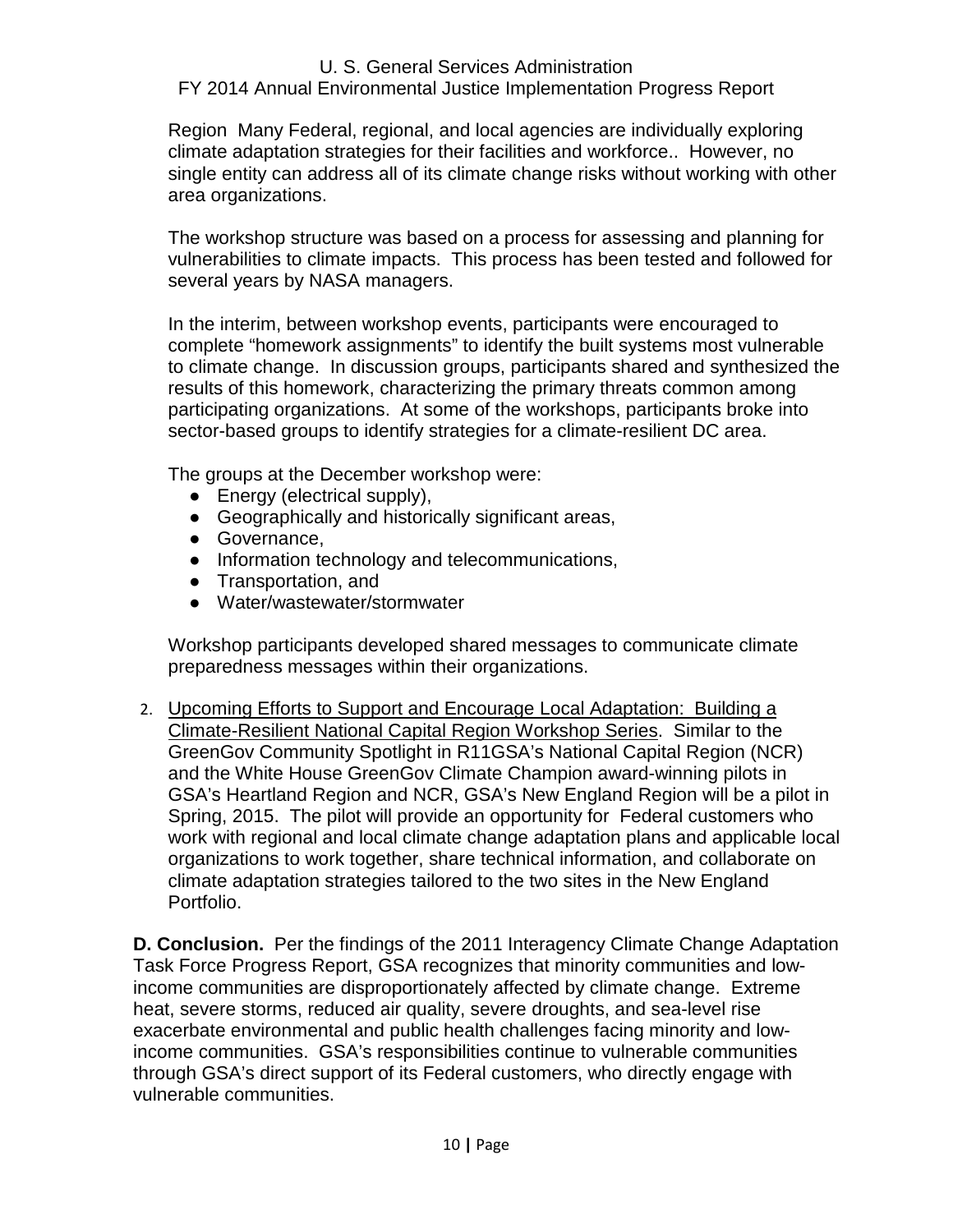Region Many Federal, regional, and local agencies are individually exploring climate adaptation strategies for their facilities and workforce.. However, no single entity can address all of its climate change risks without working with other area organizations.

The workshop structure was based on a process for assessing and planning for vulnerabilities to climate impacts. This process has been tested and followed for several years by NASA managers.

In the interim, between workshop events, participants were encouraged to complete "homework assignments" to identify the built systems most vulnerable to climate change. In discussion groups, participants shared and synthesized the results of this homework, characterizing the primary threats common among participating organizations. At some of the workshops, participants broke into sector-based groups to identify strategies for a climate-resilient DC area.

The groups at the December workshop were:

- Energy (electrical supply),
- Geographically and historically significant areas,
- Governance,
- Information technology and telecommunications,
- Transportation, and
- Water/wastewater/stormwater

Workshop participants developed shared messages to communicate climate preparedness messages within their organizations.

2. Upcoming Efforts to Support and Encourage Local Adaptation: Building a Climate-Resilient National Capital Region Workshop Series. Similar to the GreenGov Community Spotlight in R11GSA's National Capital Region (NCR) and the White House GreenGov Climate Champion award-winning pilots in GSA's Heartland Region and NCR, GSA's New England Region will be a pilot in Spring, 2015. The pilot will provide an opportunity for Federal customers who work with regional and local climate change adaptation plans and applicable local organizations to work together, share technical information, and collaborate on climate adaptation strategies tailored to the two sites in the New England Portfolio.

**D. Conclusion.** Per the findings of the 2011 Interagency Climate Change Adaptation Task Force Progress Report, GSA recognizes that minority communities and low-income communities are disproportionately affected by climate change. Extreme heat, severe storms, reduced air quality, severe droughts, and sea-level rise exacerbate environmental and public health challenges facing minority and low-income communities. GSA's responsibilities continue to vulnerable communities through GSA's direct support of its Federal customers, who directly engage with vulnerable communities.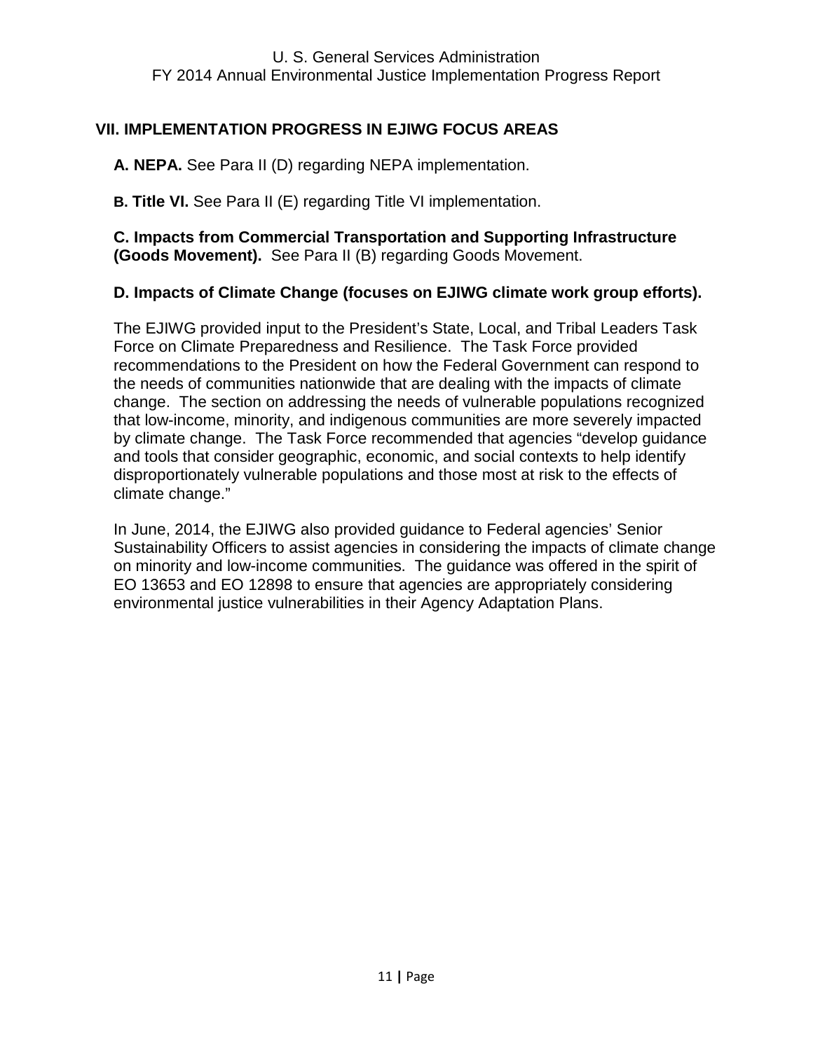## VII. IMPLEMENTATION PROGRESS IN EJIWG FOCUS AREAS

**A. NEPA.** See Para II (D) regarding NEPA implementation.

**B. Title VI.** See Para II (E) regarding Title VI implementation.

**C. Impacts from Commercial Transportation and Supporting Infrastructure (Goods Movement).** See Para II (B) regarding Goods Movement.

**D. Impacts of Climate Change (focuses on EJIWG climate work group efforts).**

The EJIWG provided input to the President's State, Local, and Tribal Leaders Task Force on Climate Preparedness and Resilience. The Task Force provided recommendations to the President on how the Federal Government can respond to the needs of communities nationwide that are dealing with the impacts of climate change. The section on addressing the needs of vulnerable populations recognized that low-income, minority, and indigenous communities are more severely impacted by climate change. The Task Force recommended that agencies "develop guidance and tools that consider geographic, economic, and social contexts to help identify disproportionately vulnerable populations and those most at risk to the effects of climate change."

In June, 2014, the EJIWG also provided guidance to Federal agencies' Senior Sustainability Officers to assist agencies in considering the impacts of climate change on minority and low-income communities. The guidance was offered in the spirit of EO 13653 and EO 12898 to ensure that agencies are appropriately considering environmental justice vulnerabilities in their Agency Adaptation Plans.